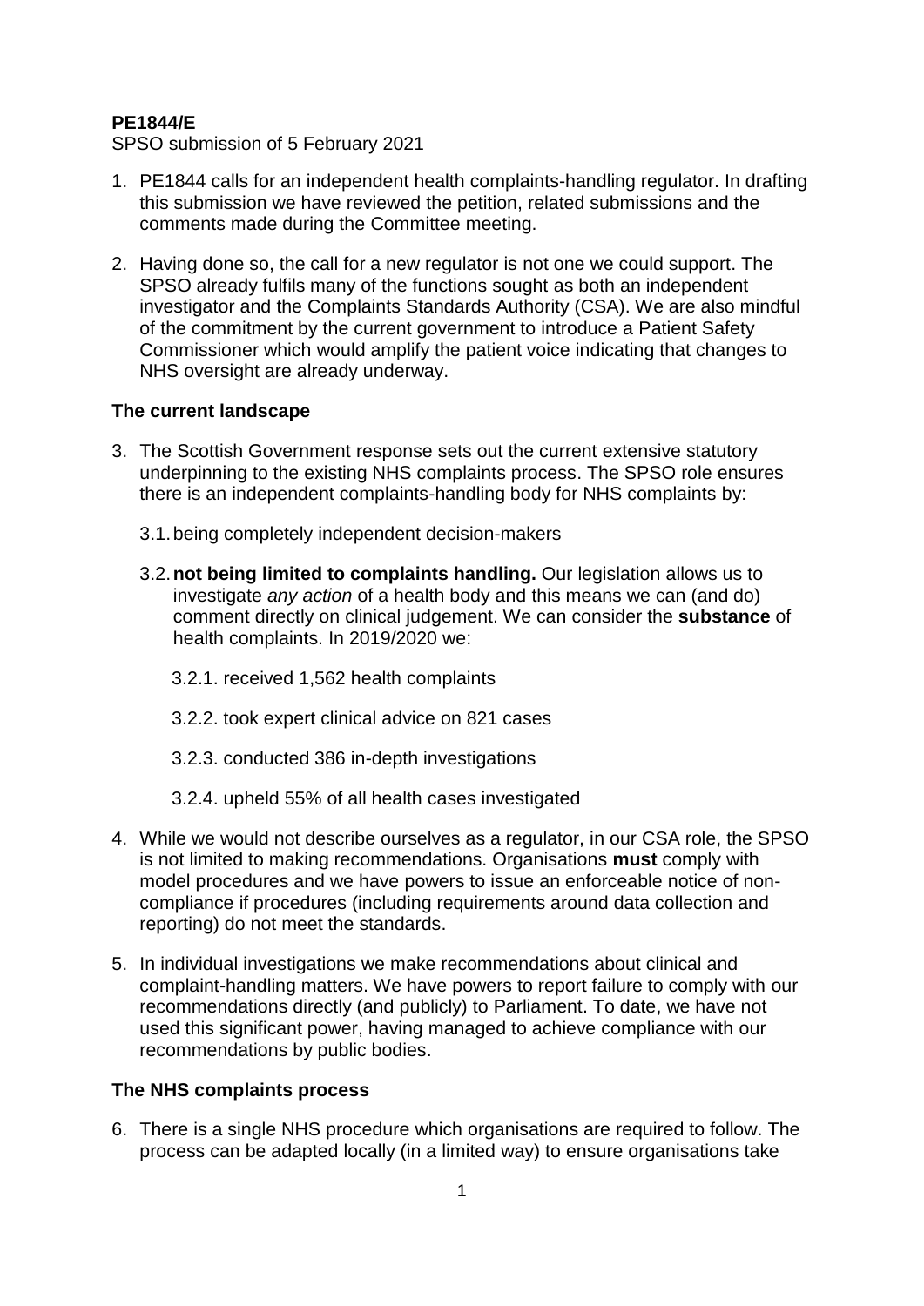**PE1844/E**

SPSO submission of 5 February 2021

1. PE1844 calls for an independent health complaints-handling regulator. In drafting this submission we have reviewed the petition, related submissions and the comments made during the Committee meeting.

2. Having done so, the call for a new regulator is not one we could support. The SPSO already fulfils many of the functions sought as both an independent investigator and the Complaints Standards Authority (CSA). We are also mindful of the commitment by the current government to introduce a Patient Safety Commissioner which would amplify the patient voice indicating that changes to NHS oversight are already underway.

**The current landscape**

3. The Scottish Government response sets out the current extensive statutory underpinning to the existing NHS complaints process. The SPSO role ensures there is an independent complaints-handling body for NHS complaints by:

   3.1. being completely independent decision-makers

   3.2. **not being limited to complaints handling.** Our legislation allows us to investigate *any action* of a health body and this means we can (and do) comment directly on clinical judgement. We can consider the **substance** of health complaints. In 2019/2020 we:

      3.2.1. received 1,562 health complaints

      3.2.2. took expert clinical advice on 821 cases

      3.2.3. conducted 386 in-depth investigations

      3.2.4. upheld 55% of all health cases investigated

4. While we would not describe ourselves as a regulator, in our CSA role, the SPSO is not limited to making recommendations. Organisations **must** comply with model procedures and we have powers to issue an enforceable notice of non-compliance if procedures (including requirements around data collection and reporting) do not meet the standards.

5. In individual investigations we make recommendations about clinical and complaint-handling matters. We have powers to report failure to comply with our recommendations directly (and publicly) to Parliament. To date, we have not used this significant power, having managed to achieve compliance with our recommendations by public bodies.

**The NHS complaints process**

6. There is a single NHS procedure which organisations are required to follow. The process can be adapted locally (in a limited way) to ensure organisations take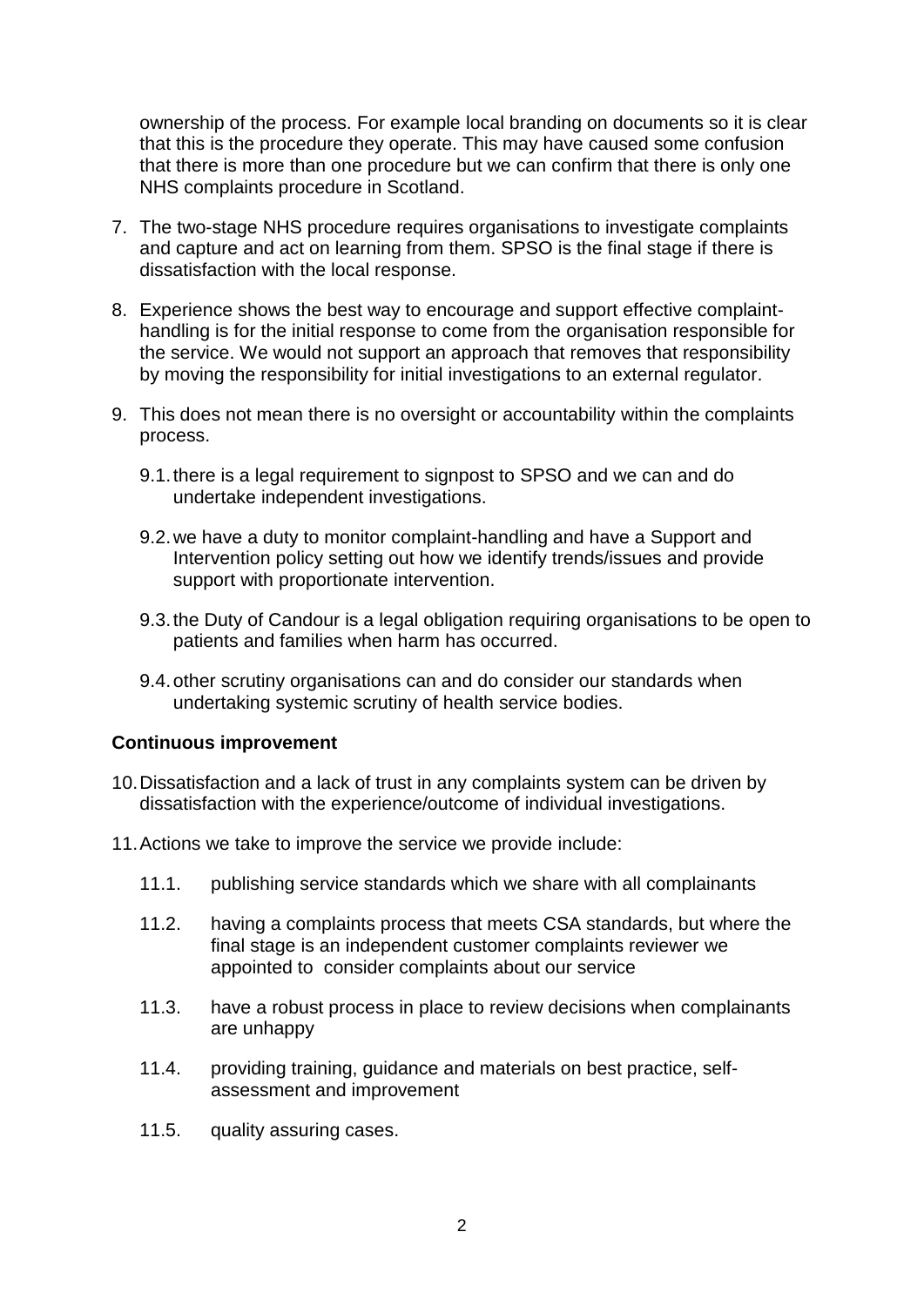ownership of the process. For example local branding on documents so it is clear that this is the procedure they operate. This may have caused some confusion that there is more than one procedure but we can confirm that there is only one NHS complaints procedure in Scotland.

7. The two-stage NHS procedure requires organisations to investigate complaints and capture and act on learning from them. SPSO is the final stage if there is dissatisfaction with the local response.

8. Experience shows the best way to encourage and support effective complaint-handling is for the initial response to come from the organisation responsible for the service. We would not support an approach that removes that responsibility by moving the responsibility for initial investigations to an external regulator.

9. This does not mean there is no oversight or accountability within the complaints process.

   9.1. there is a legal requirement to signpost to SPSO and we can and do undertake independent investigations.

   9.2. we have a duty to monitor complaint-handling and have a Support and Intervention policy setting out how we identify trends/issues and provide support with proportionate intervention.

   9.3. the Duty of Candour is a legal obligation requiring organisations to be open to patients and families when harm has occurred.

   9.4. other scrutiny organisations can and do consider our standards when undertaking systemic scrutiny of health service bodies.

**Continuous improvement**

10. Dissatisfaction and a lack of trust in any complaints system can be driven by dissatisfaction with the experience/outcome of individual investigations.

11. Actions we take to improve the service we provide include:

   11.1. publishing service standards which we share with all complainants

   11.2. having a complaints process that meets CSA standards, but where the final stage is an independent customer complaints reviewer we appointed to consider complaints about our service

   11.3. have a robust process in place to review decisions when complainants are unhappy

   11.4. providing training, guidance and materials on best practice, self-assessment and improvement

   11.5. quality assuring cases.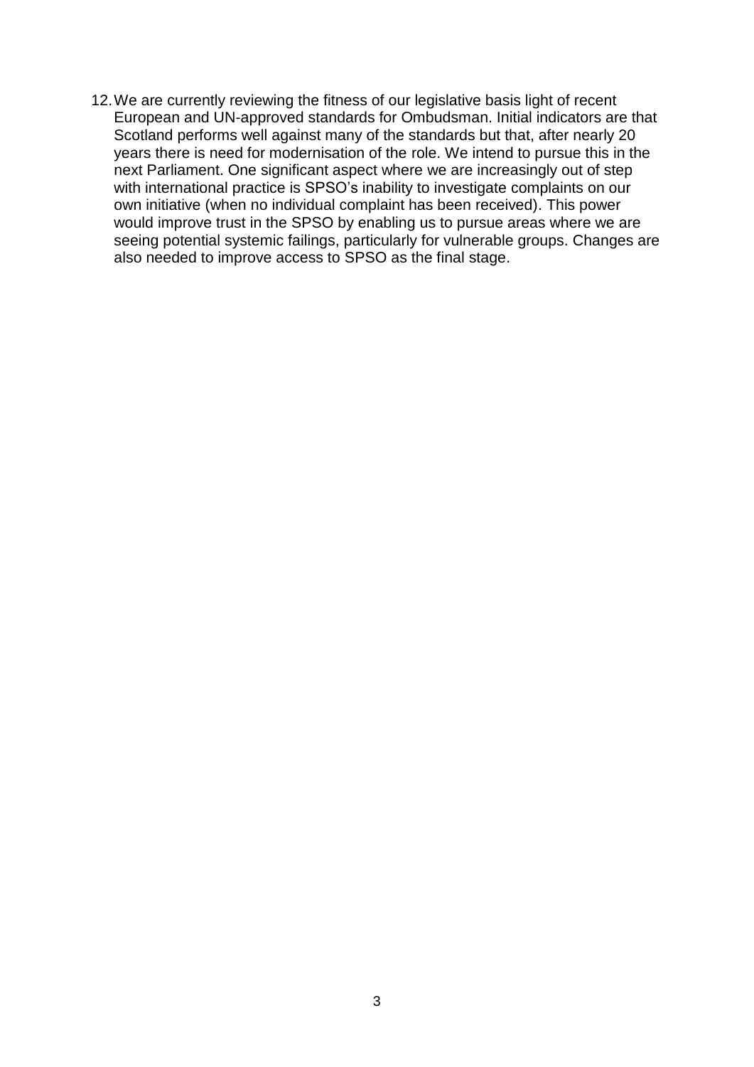12. We are currently reviewing the fitness of our legislative basis light of recent European and UN-approved standards for Ombudsman. Initial indicators are that Scotland performs well against many of the standards but that, after nearly 20 years there is need for modernisation of the role. We intend to pursue this in the next Parliament. One significant aspect where we are increasingly out of step with international practice is SPSO's inability to investigate complaints on our own initiative (when no individual complaint has been received). This power would improve trust in the SPSO by enabling us to pursue areas where we are seeing potential systemic failings, particularly for vulnerable groups. Changes are also needed to improve access to SPSO as the final stage.